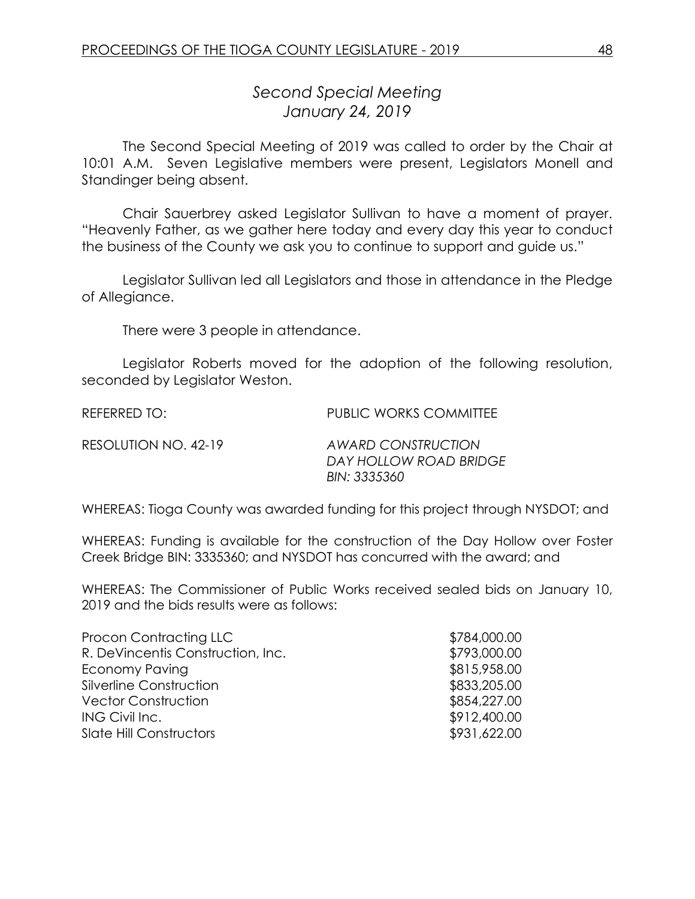## *Second Special Meeting*
## *January 24, 2019*

The Second Special Meeting of 2019 was called to order by the Chair at 10:01 A.M. Seven Legislative members were present, Legislators Monell and Standinger being absent.

Chair Sauerbrey asked Legislator Sullivan to have a moment of prayer. "Heavenly Father, as we gather here today and every day this year to conduct the business of the County we ask you to continue to support and guide us."

Legislator Sullivan led all Legislators and those in attendance in the Pledge of Allegiance.

There were 3 people in attendance.

Legislator Roberts moved for the adoption of the following resolution, seconded by Legislator Weston.

REFERRED TO: PUBLIC WORKS COMMITTEE

RESOLUTION NO. 42-19 *AWARD CONSTRUCTION DAY HOLLOW ROAD BRIDGE BIN: 3335360*

WHEREAS: Tioga County was awarded funding for this project through NYSDOT; and

WHEREAS: Funding is available for the construction of the Day Hollow over Foster Creek Bridge BIN: 3335360; and NYSDOT has concurred with the award; and

WHEREAS: The Commissioner of Public Works received sealed bids on January 10, 2019 and the bids results were as follows:

| | |
|---|---|
| Procon Contracting LLC | $784,000.00 |
| R. DeVincentis Construction, Inc. | $793,000.00 |
| Economy Paving | $815,958.00 |
| Silverline Construction | $833,205.00 |
| Vector Construction | $854,227.00 |
| ING Civil Inc. | $912,400.00 |
| Slate Hill Constructors | $931,622.00 |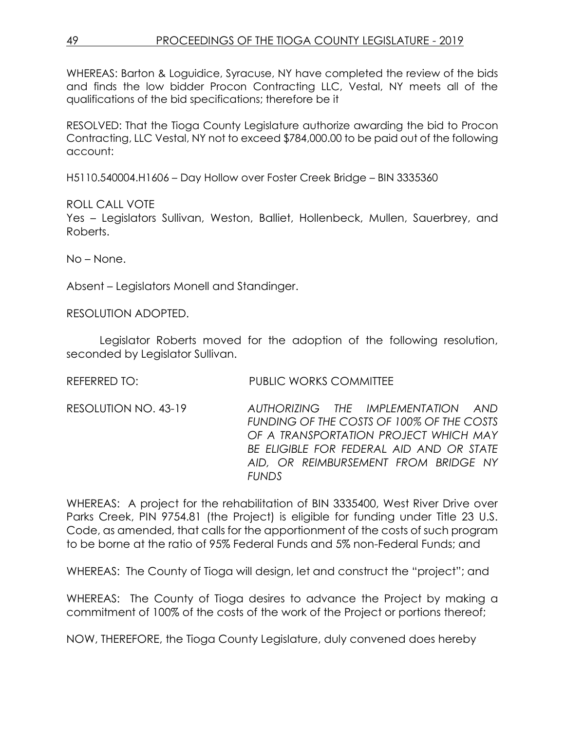WHEREAS: Barton & Loguidice, Syracuse, NY have completed the review of the bids and finds the low bidder Procon Contracting LLC, Vestal, NY meets all of the qualifications of the bid specifications; therefore be it

RESOLVED: That the Tioga County Legislature authorize awarding the bid to Procon Contracting, LLC Vestal, NY not to exceed $784,000.00 to be paid out of the following account:

H5110.540004.H1606 – Day Hollow over Foster Creek Bridge – BIN 3335360

ROLL CALL VOTE
Yes – Legislators Sullivan, Weston, Balliet, Hollenbeck, Mullen, Sauerbrey, and Roberts.

No – None.

Absent – Legislators Monell and Standinger.

RESOLUTION ADOPTED.

Legislator Roberts moved for the adoption of the following resolution, seconded by Legislator Sullivan.

REFERRED TO: PUBLIC WORKS COMMITTEE

RESOLUTION NO. 43-19 *AUTHORIZING THE IMPLEMENTATION AND FUNDING OF THE COSTS OF 100% OF THE COSTS OF A TRANSPORTATION PROJECT WHICH MAY BE ELIGIBLE FOR FEDERAL AID AND OR STATE AID, OR REIMBURSEMENT FROM BRIDGE NY FUNDS*

WHEREAS: A project for the rehabilitation of BIN 3335400, West River Drive over Parks Creek, PIN 9754.81 (the Project) is eligible for funding under Title 23 U.S. Code, as amended, that calls for the apportionment of the costs of such program to be borne at the ratio of 95% Federal Funds and 5% non-Federal Funds; and

WHEREAS: The County of Tioga will design, let and construct the "project"; and

WHEREAS: The County of Tioga desires to advance the Project by making a commitment of 100% of the costs of the work of the Project or portions thereof;

NOW, THEREFORE, the Tioga County Legislature, duly convened does hereby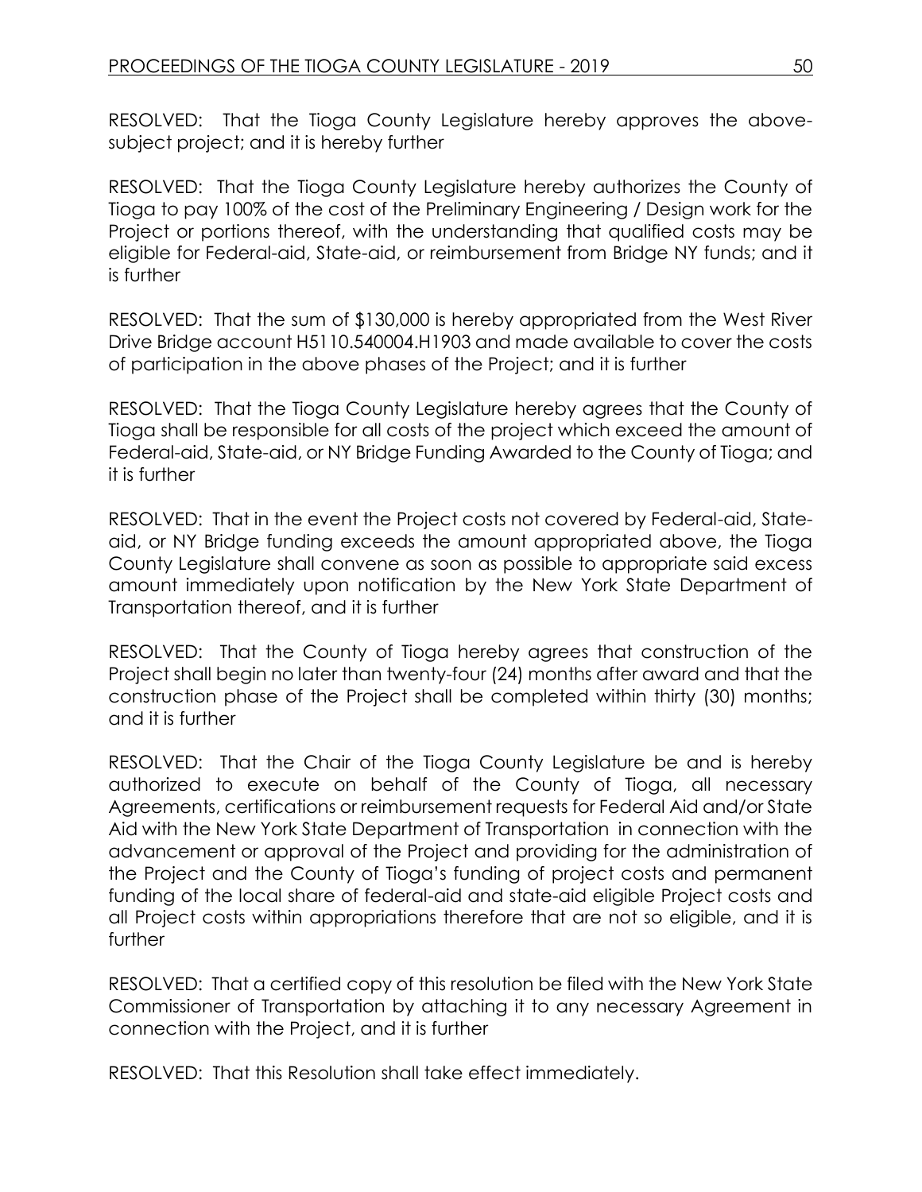RESOLVED: That the Tioga County Legislature hereby approves the above-subject project; and it is hereby further

RESOLVED: That the Tioga County Legislature hereby authorizes the County of Tioga to pay 100% of the cost of the Preliminary Engineering / Design work for the Project or portions thereof, with the understanding that qualified costs may be eligible for Federal-aid, State-aid, or reimbursement from Bridge NY funds; and it is further

RESOLVED: That the sum of $130,000 is hereby appropriated from the West River Drive Bridge account H5110.540004.H1903 and made available to cover the costs of participation in the above phases of the Project; and it is further

RESOLVED: That the Tioga County Legislature hereby agrees that the County of Tioga shall be responsible for all costs of the project which exceed the amount of Federal-aid, State-aid, or NY Bridge Funding Awarded to the County of Tioga; and it is further

RESOLVED: That in the event the Project costs not covered by Federal-aid, State-aid, or NY Bridge funding exceeds the amount appropriated above, the Tioga County Legislature shall convene as soon as possible to appropriate said excess amount immediately upon notification by the New York State Department of Transportation thereof, and it is further

RESOLVED: That the County of Tioga hereby agrees that construction of the Project shall begin no later than twenty-four (24) months after award and that the construction phase of the Project shall be completed within thirty (30) months; and it is further

RESOLVED: That the Chair of the Tioga County Legislature be and is hereby authorized to execute on behalf of the County of Tioga, all necessary Agreements, certifications or reimbursement requests for Federal Aid and/or State Aid with the New York State Department of Transportation in connection with the advancement or approval of the Project and providing for the administration of the Project and the County of Tioga's funding of project costs and permanent funding of the local share of federal-aid and state-aid eligible Project costs and all Project costs within appropriations therefore that are not so eligible, and it is further

RESOLVED: That a certified copy of this resolution be filed with the New York State Commissioner of Transportation by attaching it to any necessary Agreement in connection with the Project, and it is further

RESOLVED: That this Resolution shall take effect immediately.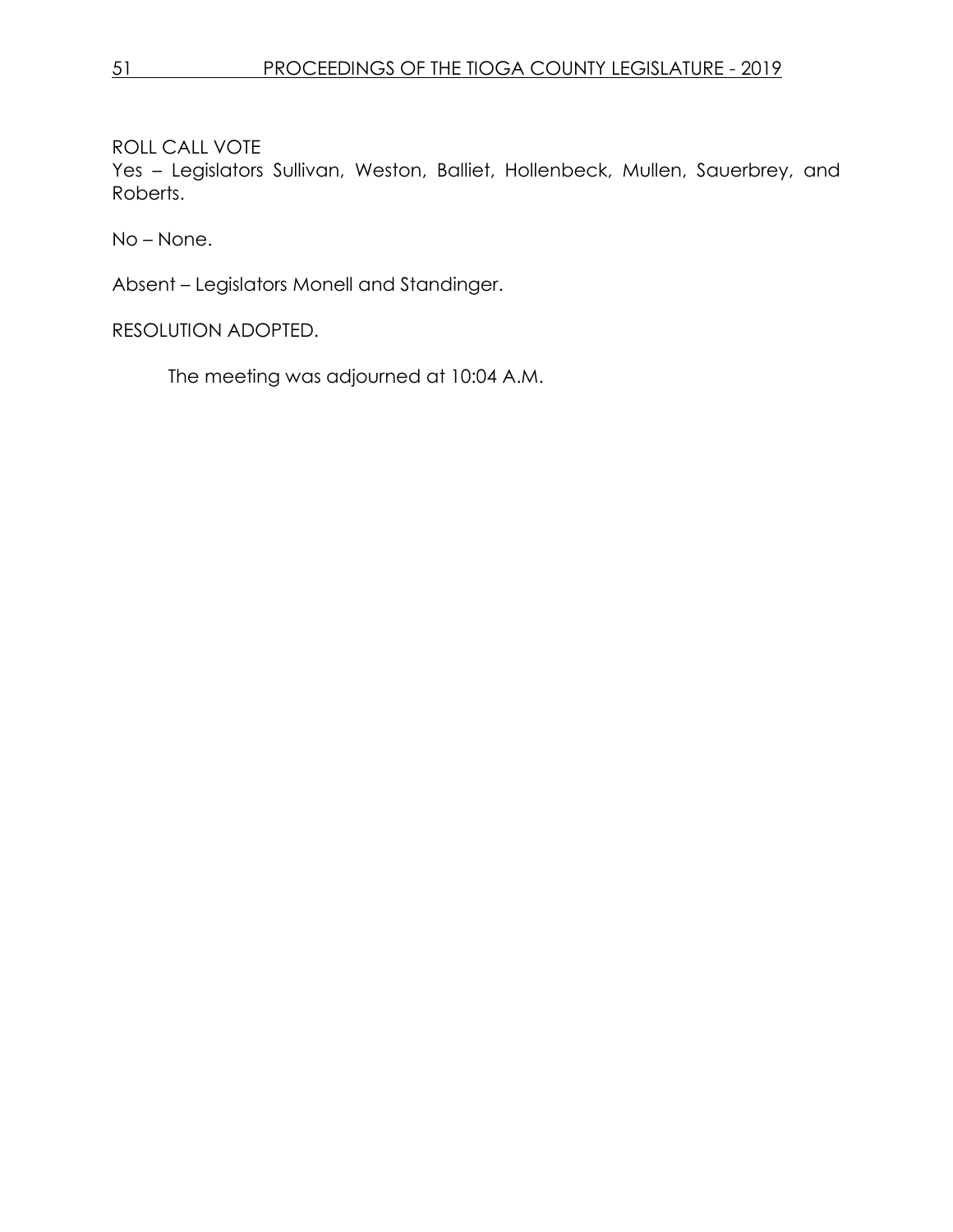ROLL CALL VOTE
Yes – Legislators Sullivan, Weston, Balliet, Hollenbeck, Mullen, Sauerbrey, and Roberts.

No – None.

Absent – Legislators Monell and Standinger.

RESOLUTION ADOPTED.

The meeting was adjourned at 10:04 A.M.